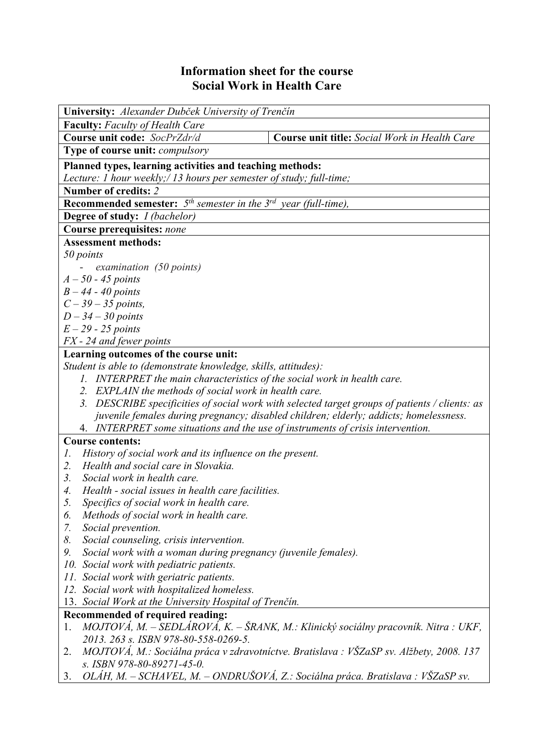# Information sheet for the course
# Social Work in Health Care

**University:** *Alexander Dubček University of Trenčín*

**Faculty:** *Faculty of Health Care*

| **Course unit code:** *SocPrZdr/d* | **Course unit title:** *Social Work in Health Care* |
|---|---|

**Type of course unit:** *compulsory*

**Planned types, learning activities and teaching methods:**
*Lecture: 1 hour weekly;/ 13 hours per semester of study; full-time;*

**Number of credits:** *2*

**Recommended semester:** *5th semester in the 3rd year (full-time),*

**Degree of study:** *I (bachelor)*

**Course prerequisites:** *none*

**Assessment methods:**
*50 points*
- *examination (50 points)*

*A – 50 - 45 points*
*B – 44 - 40 points*
*C – 39 – 35 points,*
*D – 34 – 30 points*
*E – 29 - 25 points*
*FX - 24 and fewer points*

**Learning outcomes of the course unit:**
*Student is able to (demonstrate knowledge, skills, attitudes):*
1. *INTERPRET the main characteristics of the social work in health care.*
2. *EXPLAIN the methods of social work in health care.*
3. *DESCRIBE specificities of social work with selected target groups of patients / clients: as juvenile females during pregnancy; disabled children; elderly; addicts; homelessness.*
4. *INTERPRET some situations and the use of instruments of crisis intervention.*

**Course contents:**
1. *History of social work and its influence on the present.*
2. *Health and social care in Slovakia.*
3. *Social work in health care.*
4. *Health - social issues in health care facilities.*
5. *Specifics of social work in health care.*
6. *Methods of social work in health care.*
7. *Social prevention.*
8. *Social counseling, crisis intervention.*
9. *Social work with a woman during pregnancy (juvenile females).*
10. *Social work with pediatric patients.*
11. *Social work with geriatric patients.*
12. *Social work with hospitalized homeless.*
13. *Social Work at the University Hospital of Trenčín.*

**Recommended of required reading:**
1. *MOJTOVÁ, M. – SEDLÁROVÁ, K. – ŠRANK, M.: Klinický sociálny pracovník. Nitra : UKF, 2013. 263 s. ISBN 978-80-558-0269-5.*
2. *MOJTOVÁ, M.: Sociálna práca v zdravotníctve. Bratislava : VŠZaSP sv. Alžbety, 2008. 137 s. ISBN 978-80-89271-45-0.*
3. *OLÁH, M. – SCHAVEL, M. – ONDRUŠOVÁ, Z.: Sociálna práca. Bratislava : VŠZaSP sv.*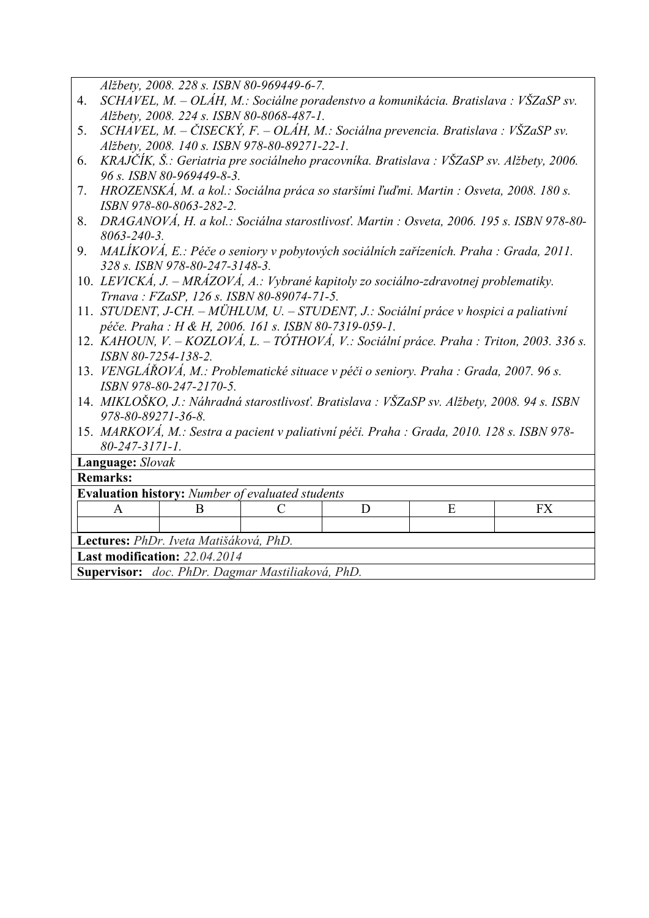*Alžbety, 2008. 228 s. ISBN 80-969449-6-7.*

4. *SCHAVEL, M. – OLÁH, M.: Sociálne poradenstvo a komunikácia. Bratislava : VŠZaSP sv. Alžbety, 2008. 224 s. ISBN 80-8068-487-1.*
5. *SCHAVEL, M. – ČISECKÝ, F. – OLÁH, M.: Sociálna prevencia. Bratislava : VŠZaSP sv. Alžbety, 2008. 140 s. ISBN 978-80-89271-22-1.*
6. *KRAJČÍK, Š.: Geriatria pre sociálneho pracovníka. Bratislava : VŠZaSP sv. Alžbety, 2006. 96 s. ISBN 80-969449-8-3.*
7. *HROZENSKÁ, M. a kol.: Sociálna práca so staršími ľuďmi. Martin : Osveta, 2008. 180 s. ISBN 978-80-8063-282-2.*
8. *DRAGANOVÁ, H. a kol.: Sociálna starostlivosť. Martin : Osveta, 2006. 195 s. ISBN 978-80-8063-240-3.*
9. *MALÍKOVÁ, E.: Péče o seniory v pobytových sociálních zařízeních. Praha : Grada, 2011. 328 s. ISBN 978-80-247-3148-3.*
10. *LEVICKÁ, J. – MRÁZOVÁ, A.: Vybrané kapitoly zo sociálno-zdravotnej problematiky. Trnava : FZaSP, 126 s. ISBN 80-89074-71-5.*
11. *STUDENT, J-CH. – MÜHLUM, U. – STUDENT, J.: Sociální práce v hospici a paliativní péče. Praha : H & H, 2006. 161 s. ISBN 80-7319-059-1.*
12. *KAHOUN, V. – KOZLOVÁ, L. – TÓTHOVÁ, V.: Sociální práce. Praha : Triton, 2003. 336 s. ISBN 80-7254-138-2.*
13. *VENGLÁŘOVÁ, M.: Problematické situace v péči o seniory. Praha : Grada, 2007. 96 s. ISBN 978-80-247-2170-5.*
14. *MIKLOŠKO, J.: Náhradná starostlivosť. Bratislava : VŠZaSP sv. Alžbety, 2008. 94 s. ISBN 978-80-89271-36-8.*
15. *MARKOVÁ, M.: Sestra a pacient v paliativní péči. Praha : Grada, 2010. 128 s. ISBN 978-80-247-3171-1.*

**Language:** *Slovak*

**Remarks:**

**Evaluation history:** *Number of evaluated students*

| A | B | C | D | E | FX |
|---|---|---|---|---|---|
| | | | | | |

**Lectures:** *PhDr. Iveta Matišáková, PhD.*

**Last modification:** *22.04.2014*

**Supervisor:** *doc. PhDr. Dagmar Mastiliaková, PhD.*